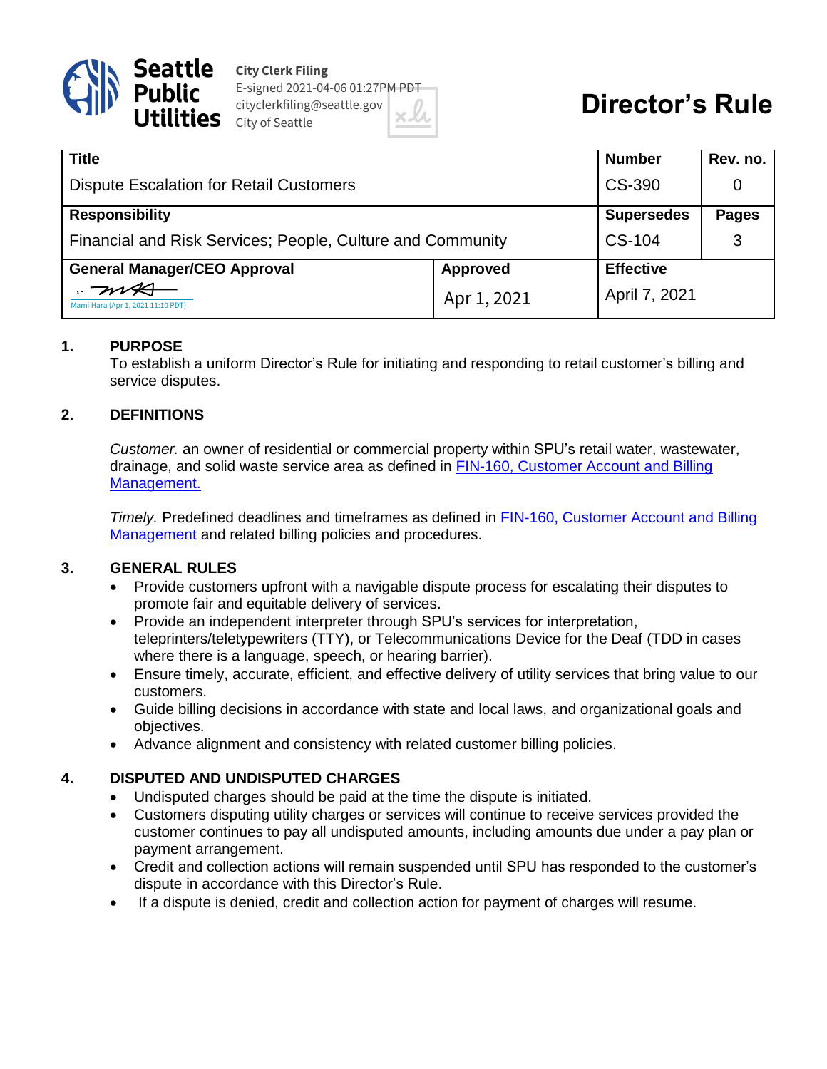Seattle Public Utilities

City Clerk Filing
E-signed 2021-04-06 01:27PM PDT
cityclerkfiling@seattle.gov
City of Seattle

# Director's Rule

| Title | | Number | Rev. no. |
|---|---|---|---|
| Dispute Escalation for Retail Customers | | CS-390 | 0 |
| **Responsibility** | | **Supersedes** | **Pages** |
| Financial and Risk Services; People, Culture and Community | | CS-104 | 3 |
| **General Manager/CEO Approval** | **Approved** | **Effective** | |
| Mami Hara (Apr 1, 2021 11:10 PDT) | Apr 1, 2021 | April 7, 2021 | |

## 1. PURPOSE

To establish a uniform Director's Rule for initiating and responding to retail customer's billing and service disputes.

## 2. DEFINITIONS

*Customer.* an owner of residential or commercial property within SPU's retail water, wastewater, drainage, and solid waste service area as defined in FIN-160, Customer Account and Billing Management.

*Timely.* Predefined deadlines and timeframes as defined in FIN-160, Customer Account and Billing Management and related billing policies and procedures.

## 3. GENERAL RULES

- Provide customers upfront with a navigable dispute process for escalating their disputes to promote fair and equitable delivery of services.
- Provide an independent interpreter through SPU's services for interpretation, teleprinters/teletypewriters (TTY), or Telecommunications Device for the Deaf (TDD in cases where there is a language, speech, or hearing barrier).
- Ensure timely, accurate, efficient, and effective delivery of utility services that bring value to our customers.
- Guide billing decisions in accordance with state and local laws, and organizational goals and objectives.
- Advance alignment and consistency with related customer billing policies.

## 4. DISPUTED AND UNDISPUTED CHARGES

- Undisputed charges should be paid at the time the dispute is initiated.
- Customers disputing utility charges or services will continue to receive services provided the customer continues to pay all undisputed amounts, including amounts due under a pay plan or payment arrangement.
- Credit and collection actions will remain suspended until SPU has responded to the customer's dispute in accordance with this Director's Rule.
- If a dispute is denied, credit and collection action for payment of charges will resume.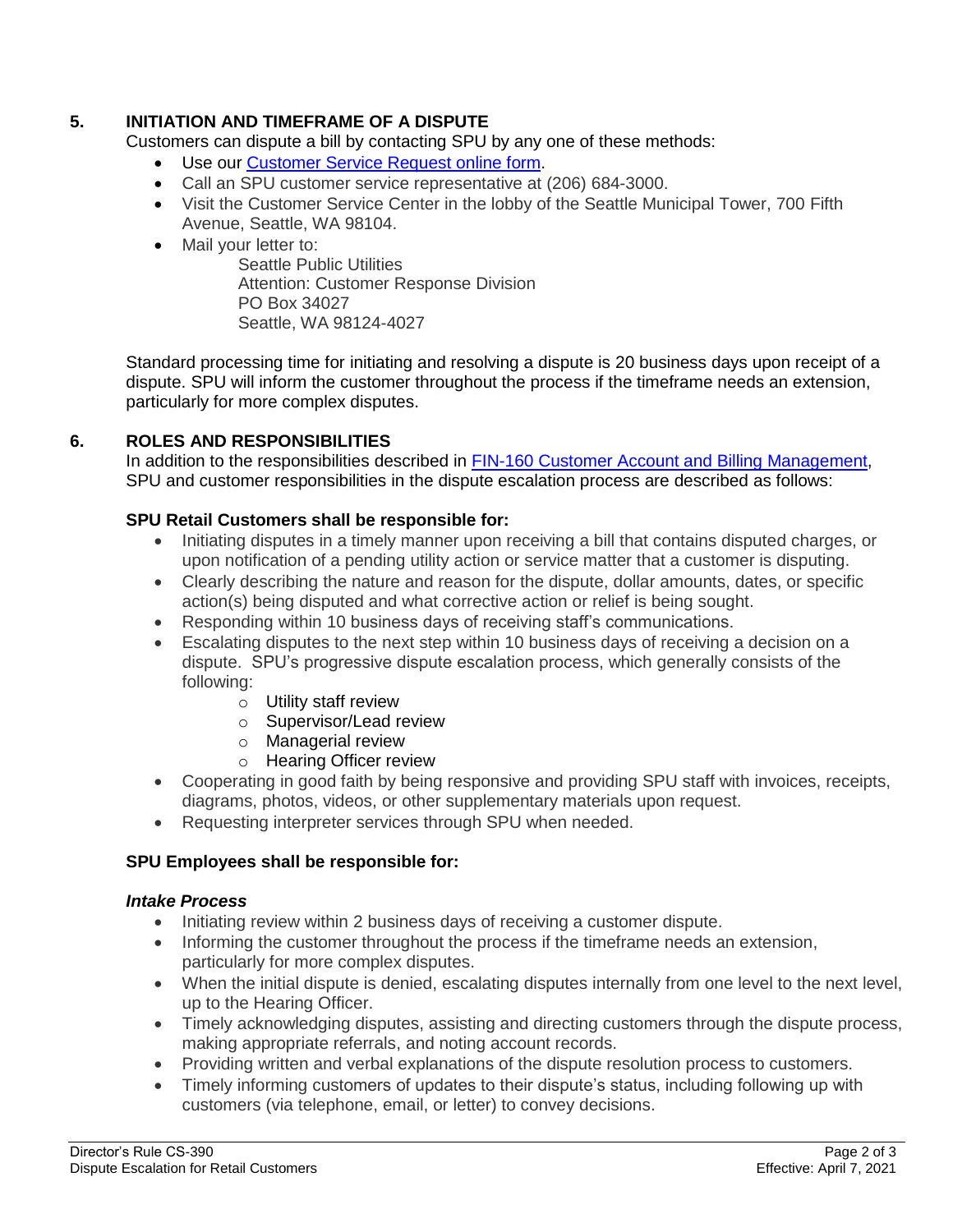## 5. INITIATION AND TIMEFRAME OF A DISPUTE

Customers can dispute a bill by contacting SPU by any one of these methods:

- Use our [Customer Service Request online form](#).
- Call an SPU customer service representative at (206) 684-3000.
- Visit the Customer Service Center in the lobby of the Seattle Municipal Tower, 700 Fifth Avenue, Seattle, WA 98104.
- Mail your letter to:
  Seattle Public Utilities
  Attention: Customer Response Division
  PO Box 34027
  Seattle, WA 98124-4027

Standard processing time for initiating and resolving a dispute is 20 business days upon receipt of a dispute. SPU will inform the customer throughout the process if the timeframe needs an extension, particularly for more complex disputes.

## 6. ROLES AND RESPONSIBILITIES

In addition to the responsibilities described in [FIN-160 Customer Account and Billing Management](#), SPU and customer responsibilities in the dispute escalation process are described as follows:

**SPU Retail Customers shall be responsible for:**

- Initiating disputes in a timely manner upon receiving a bill that contains disputed charges, or upon notification of a pending utility action or service matter that a customer is disputing.
- Clearly describing the nature and reason for the dispute, dollar amounts, dates, or specific action(s) being disputed and what corrective action or relief is being sought.
- Responding within 10 business days of receiving staff's communications.
- Escalating disputes to the next step within 10 business days of receiving a decision on a dispute. SPU's progressive dispute escalation process, which generally consists of the following:
  - Utility staff review
  - Supervisor/Lead review
  - Managerial review
  - Hearing Officer review
- Cooperating in good faith by being responsive and providing SPU staff with invoices, receipts, diagrams, photos, videos, or other supplementary materials upon request.
- Requesting interpreter services through SPU when needed.

**SPU Employees shall be responsible for:**

***Intake Process***

- Initiating review within 2 business days of receiving a customer dispute.
- Informing the customer throughout the process if the timeframe needs an extension, particularly for more complex disputes.
- When the initial dispute is denied, escalating disputes internally from one level to the next level, up to the Hearing Officer.
- Timely acknowledging disputes, assisting and directing customers through the dispute process, making appropriate referrals, and noting account records.
- Providing written and verbal explanations of the dispute resolution process to customers.
- Timely informing customers of updates to their dispute's status, including following up with customers (via telephone, email, or letter) to convey decisions.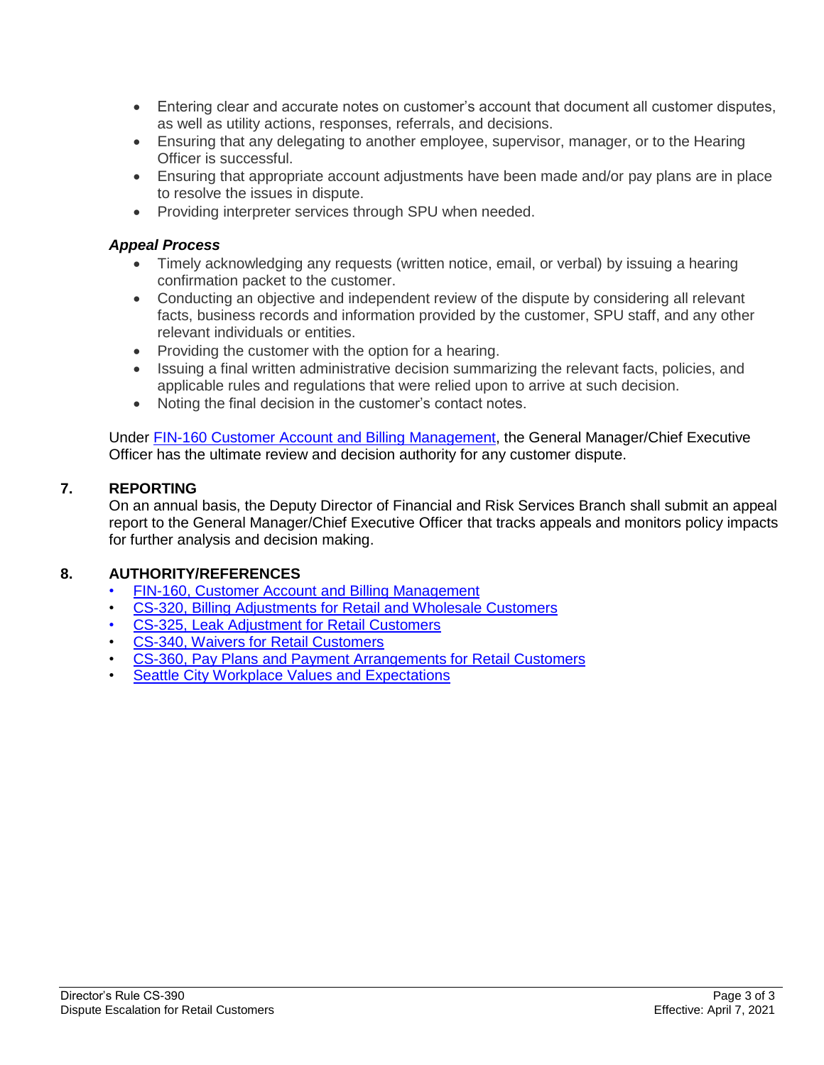- Entering clear and accurate notes on customer's account that document all customer disputes, as well as utility actions, responses, referrals, and decisions.
- Ensuring that any delegating to another employee, supervisor, manager, or to the Hearing Officer is successful.
- Ensuring that appropriate account adjustments have been made and/or pay plans are in place to resolve the issues in dispute.
- Providing interpreter services through SPU when needed.

***Appeal Process***

- Timely acknowledging any requests (written notice, email, or verbal) by issuing a hearing confirmation packet to the customer.
- Conducting an objective and independent review of the dispute by considering all relevant facts, business records and information provided by the customer, SPU staff, and any other relevant individuals or entities.
- Providing the customer with the option for a hearing.
- Issuing a final written administrative decision summarizing the relevant facts, policies, and applicable rules and regulations that were relied upon to arrive at such decision.
- Noting the final decision in the customer's contact notes.

Under FIN-160 Customer Account and Billing Management, the General Manager/Chief Executive Officer has the ultimate review and decision authority for any customer dispute.

## 7. REPORTING

On an annual basis, the Deputy Director of Financial and Risk Services Branch shall submit an appeal report to the General Manager/Chief Executive Officer that tracks appeals and monitors policy impacts for further analysis and decision making.

## 8. AUTHORITY/REFERENCES

- FIN-160, Customer Account and Billing Management
- CS-320, Billing Adjustments for Retail and Wholesale Customers
- CS-325, Leak Adjustment for Retail Customers
- CS-340, Waivers for Retail Customers
- CS-360, Pay Plans and Payment Arrangements for Retail Customers
- Seattle City Workplace Values and Expectations